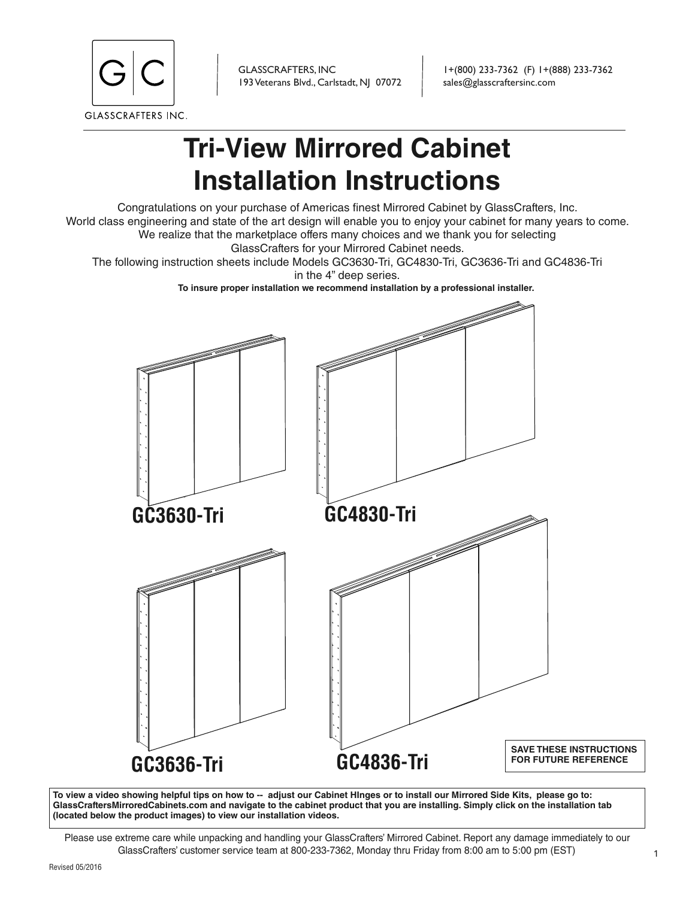GLASSCRAFTERS INC.

GLASSCRAFTERS, INC
193 Veterans Blvd., Carlstadt, NJ 07072

1+(800) 233-7362 (F) 1+(888) 233-7362
sales@glasscraftersinc.com

# Tri-View Mirrored Cabinet Installation Instructions

Congratulations on your purchase of Americas finest Mirrored Cabinet by GlassCrafters, Inc.
World class engineering and state of the art design will enable you to enjoy your cabinet for many years to come.
We realize that the marketplace offers many choices and we thank you for selecting
GlassCrafters for your Mirrored Cabinet needs.
The following instruction sheets include Models GC3630-Tri, GC4830-Tri, GC3636-Tri and GC4836-Tri
in the 4" deep series.

**To insure proper installation we recommend installation by a professional installer.**

**GC3630-Tri**

**GC4830-Tri**

**GC3636-Tri**

**GC4836-Tri**

**SAVE THESE INSTRUCTIONS FOR FUTURE REFERENCE**

**To view a video showing helpful tips on how to -- adjust our Cabinet HInges or to install our Mirrored Side Kits, please go to: GlassCraftersMirroredCabinets.com and navigate to the cabinet product that you are installing. Simply click on the installation tab (located below the product images) to view our installation videos.**

Please use extreme care while unpacking and handling your GlassCrafters' Mirrored Cabinet. Report any damage immediately to our GlassCrafters' customer service team at 800-233-7362, Monday thru Friday from 8:00 am to 5:00 pm (EST)

Revised 05/2016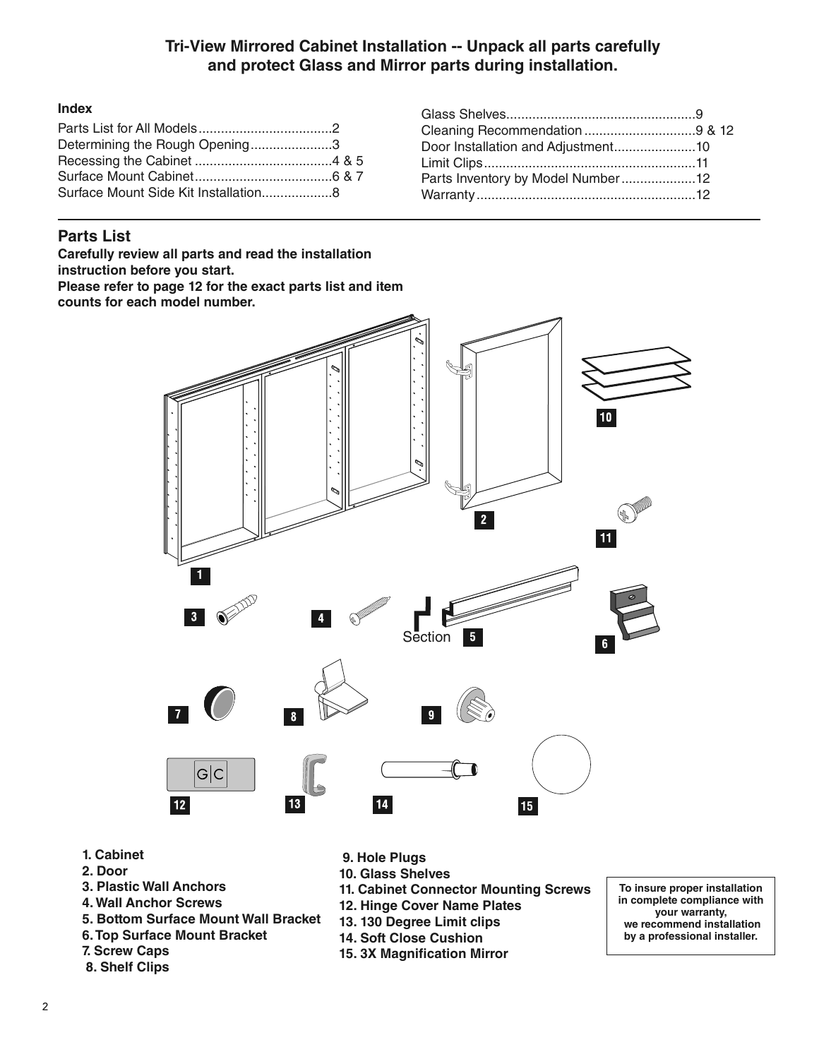# Tri-View Mirrored Cabinet Installation -- Unpack all parts carefully and protect Glass and Mirror parts during installation.

**Index**

Parts List for All Models ....................................2
Determining the Rough Opening......................3
Recessing the Cabinet .....................................4 & 5
Surface Mount Cabinet.....................................6 & 7
Surface Mount Side Kit Installation...................8
Glass Shelves..................................................9
Cleaning Recommendation .............................9 & 12
Door Installation and Adjustment......................10
Limit Clips.........................................................11
Parts Inventory by Model Number....................12
Warranty...........................................................12

## Parts List

**Carefully review all parts and read the installation instruction before you start.**
**Please refer to page 12 for the exact parts list and item counts for each model number.**

Section

1. **Cabinet**
2. **Door**
3. **Plastic Wall Anchors**
4. **Wall Anchor Screws**
5. **Bottom Surface Mount Wall Bracket**
6. **Top Surface Mount Bracket**
7. **Screw Caps**
8. **Shelf Clips**
9. **Hole Plugs**
10. **Glass Shelves**
11. **Cabinet Connector Mounting Screws**
12. **Hinge Cover Name Plates**
13. **130 Degree Limit clips**
14. **Soft Close Cushion**
15. **3X Magnification Mirror**

**To insure proper installation in complete compliance with your warranty, we recommend installation by a professional installer.**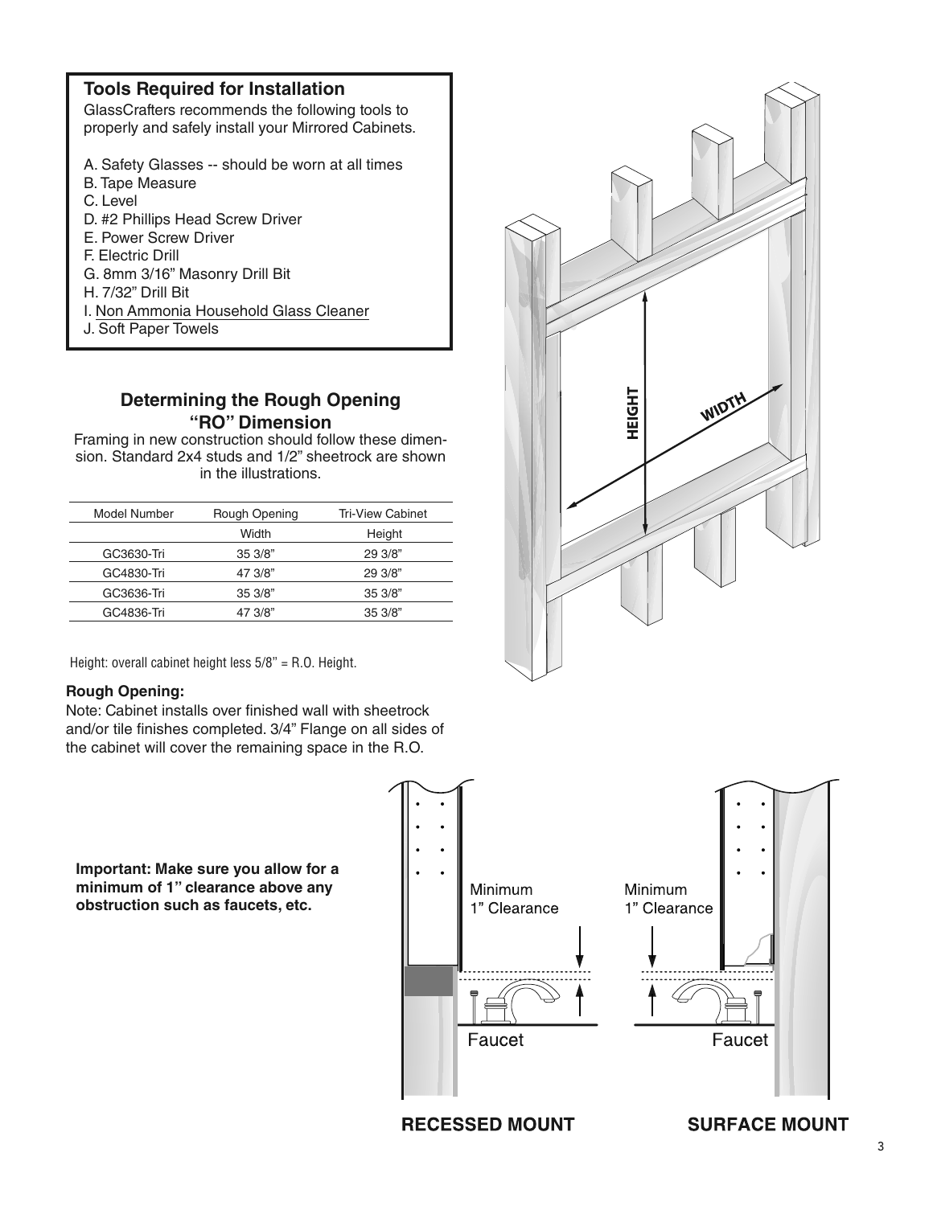## Tools Required for Installation

GlassCrafters recommends the following tools to properly and safely install your Mirrored Cabinets.

A. Safety Glasses -- should be worn at all times
B. Tape Measure
C. Level
D. #2 Phillips Head Screw Driver
E. Power Screw Driver
F. Electric Drill
G. 8mm 3/16" Masonry Drill Bit
H. 7/32" Drill Bit
I. Non Ammonia Household Glass Cleaner
J. Soft Paper Towels

## Determining the Rough Opening "RO" Dimension

Framing in new construction should follow these dimension. Standard 2x4 studs and 1/2" sheetrock are shown in the illustrations.

| Model Number | Rough Opening Width | Tri-View Cabinet Height |
|---|---|---|
| GC3630-Tri | 35 3/8" | 29 3/8" |
| GC4830-Tri | 47 3/8" | 29 3/8" |
| GC3636-Tri | 35 3/8" | 35 3/8" |
| GC4836-Tri | 47 3/8" | 35 3/8" |

Height: overall cabinet height less 5/8" = R.O. Height.

HEIGHT

WIDTH

**Rough Opening:**

Note: Cabinet installs over finished wall with sheetrock and/or tile finishes completed. 3/4" Flange on all sides of the cabinet will cover the remaining space in the R.O.

**Important: Make sure you allow for a minimum of 1" clearance above any obstruction such as faucets, etc.**

Minimum 1" Clearance

Faucet

**RECESSED MOUNT**

Minimum 1" Clearance

Faucet

**SURFACE MOUNT**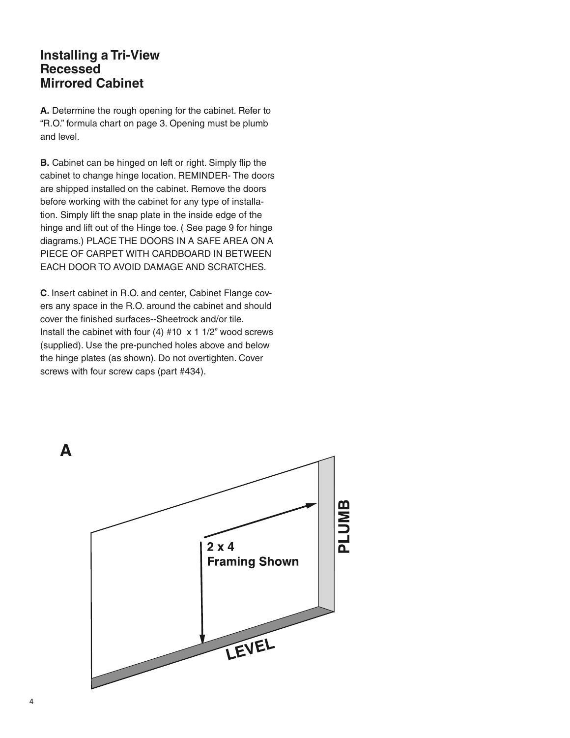## Installing a Tri-View Recessed Mirrored Cabinet

**A.** Determine the rough opening for the cabinet. Refer to "R.O." formula chart on page 3. Opening must be plumb and level.

**B.** Cabinet can be hinged on left or right. Simply flip the cabinet to change hinge location. REMINDER- The doors are shipped installed on the cabinet. Remove the doors before working with the cabinet for any type of installation. Simply lift the snap plate in the inside edge of the hinge and lift out of the Hinge toe. ( See page 9 for hinge diagrams.) PLACE THE DOORS IN A SAFE AREA ON A PIECE OF CARPET WITH CARDBOARD IN BETWEEN EACH DOOR TO AVOID DAMAGE AND SCRATCHES.

**C**. Insert cabinet in R.O. and center, Cabinet Flange covers any space in the R.O. around the cabinet and should cover the finished surfaces--Sheetrock and/or tile. Install the cabinet with four (4) #10 x 1 1/2" wood screws (supplied). Use the pre-punched holes above and below the hinge plates (as shown). Do not overtighten. Cover screws with four screw caps (part #434).

**A**

2 x 4 Framing Shown

PLUMB

LEVEL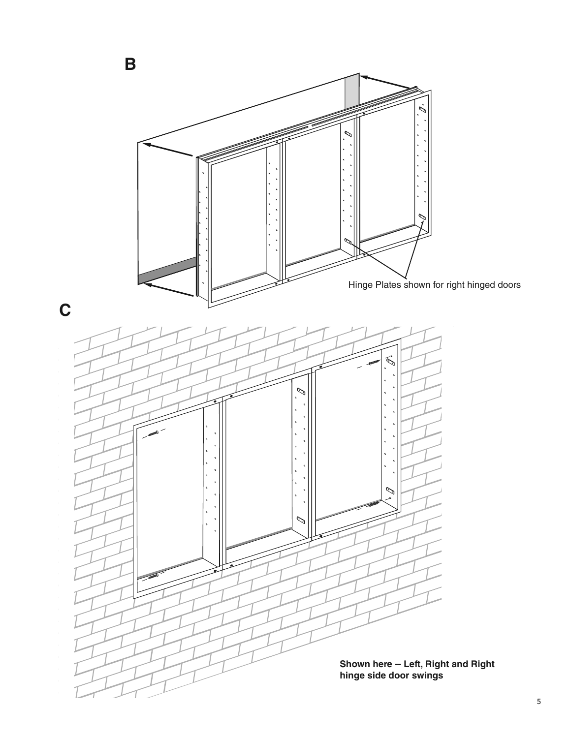**B**

Hinge Plates shown for right hinged doors

**C**

**Shown here -- Left, Right and Right hinge side door swings**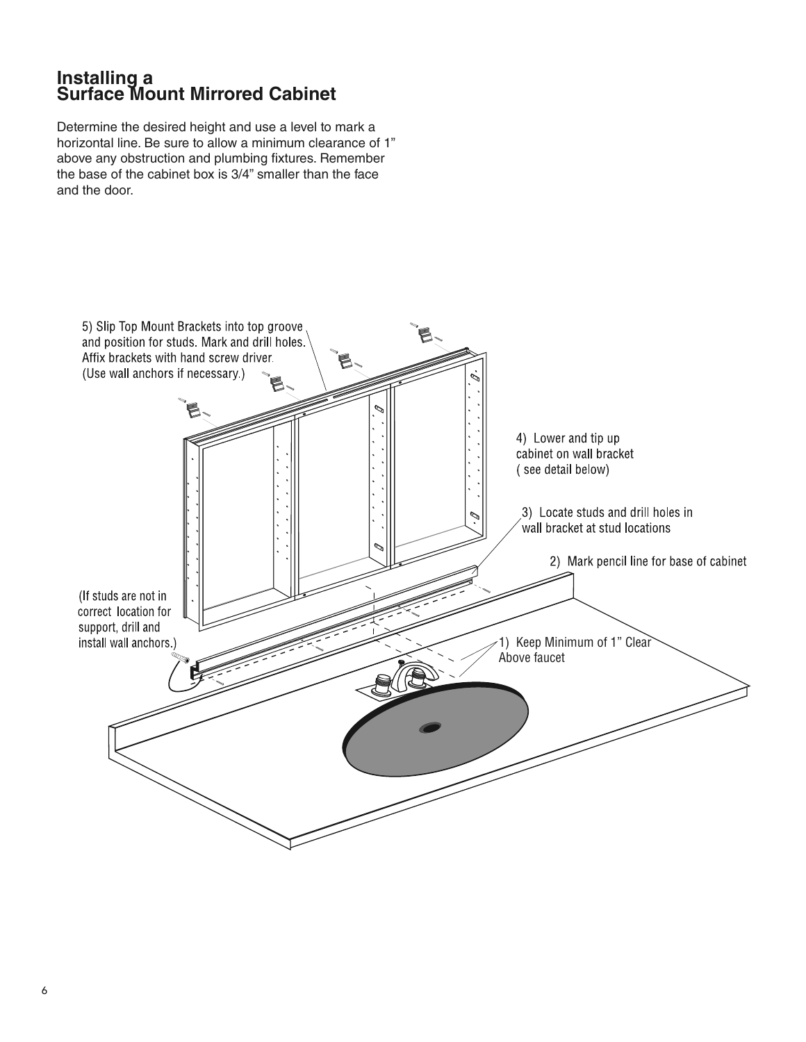# Installing a Surface Mount Mirrored Cabinet

Determine the desired height and use a level to mark a horizontal line. Be sure to allow a minimum clearance of 1" above any obstruction and plumbing fixtures. Remember the base of the cabinet box is 3/4" smaller than the face and the door.

5) Slip Top Mount Brackets into top groove and position for studs. Mark and drill holes. Affix brackets with hand screw driver. (Use wall anchors if necessary.)

4) Lower and tip up cabinet on wall bracket ( see detail below)

3) Locate studs and drill holes in wall bracket at stud locations

2) Mark pencil line for base of cabinet

(If studs are not in correct location for support, drill and install wall anchors.)

1) Keep Minimum of 1" Clear Above faucet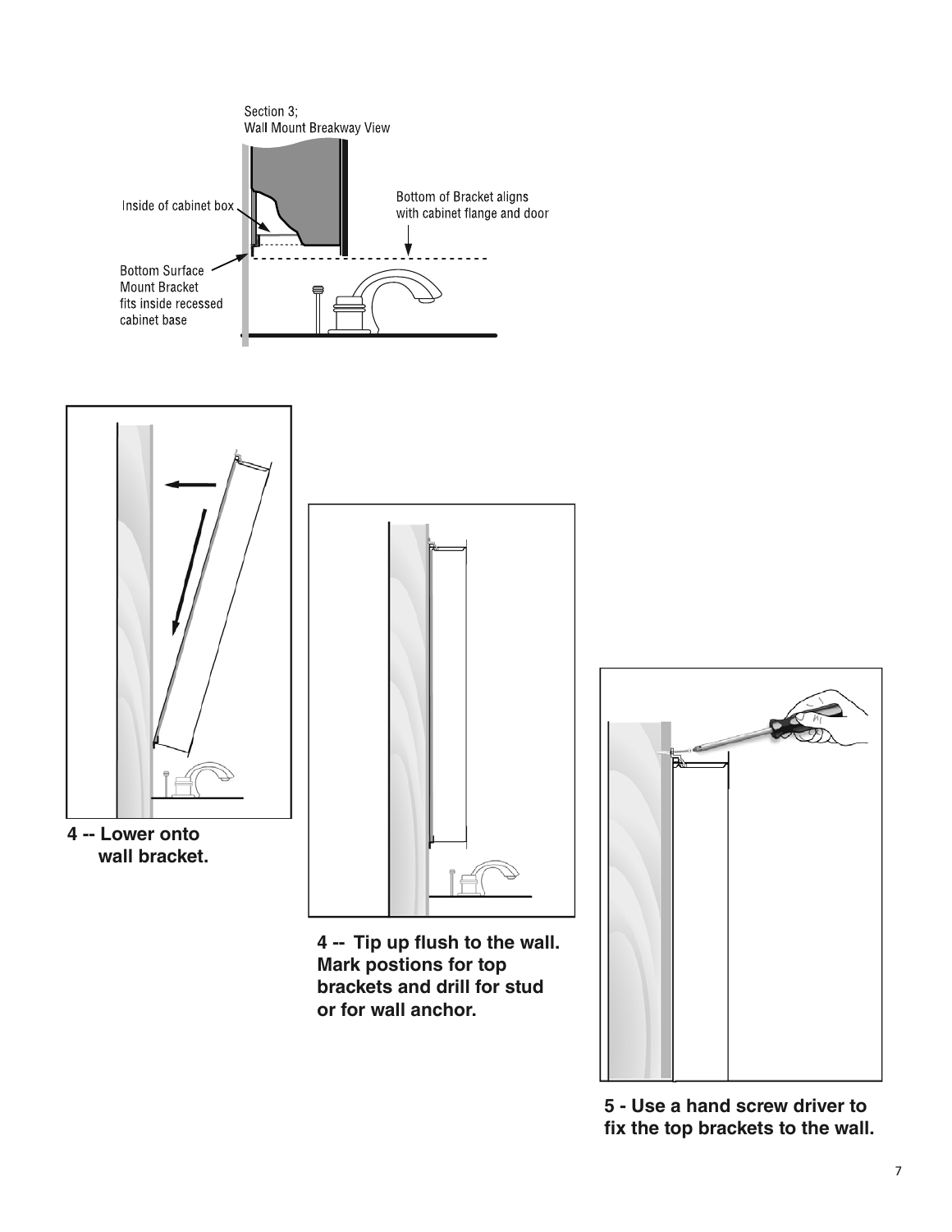Section 3;
Wall Mount Breakaway View

Inside of cabinet box

Bottom of Bracket aligns with cabinet flange and door

Bottom Surface Mount Bracket fits inside recessed cabinet base

**4 -- Lower onto wall bracket.**

**4 -- Tip up flush to the wall. Mark postions for top brackets and drill for stud or for wall anchor.**

**5 - Use a hand screw driver to fix the top brackets to the wall.**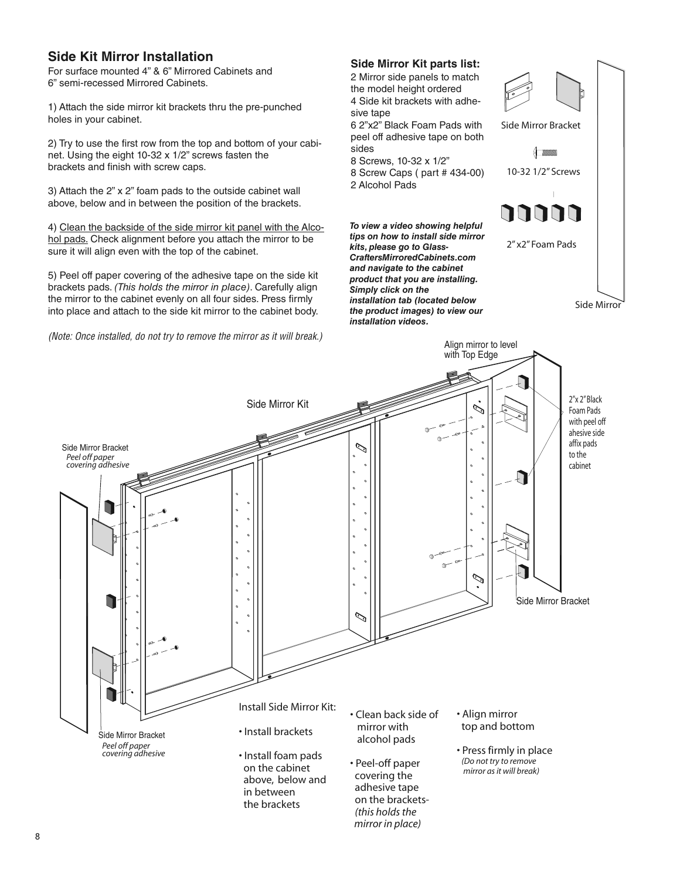## Side Kit Mirror Installation

For surface mounted 4" & 6" Mirrored Cabinets and 6" semi-recessed Mirrored Cabinets.

1) Attach the side mirror kit brackets thru the pre-punched holes in your cabinet.

2) Try to use the first row from the top and bottom of your cabinet. Using the eight 10-32 x 1/2" screws fasten the brackets and finish with screw caps.

3) Attach the 2" x 2" foam pads to the outside cabinet wall above, below and in between the position of the brackets.

4) Clean the backside of the side mirror kit panel with the Alcohol pads. Check alignment before you attach the mirror to be sure it will align even with the top of the cabinet.

5) Peel off paper covering of the adhesive tape on the side kit brackets pads. *(This holds the mirror in place)*. Carefully align the mirror to the cabinet evenly on all four sides. Press firmly into place and attach to the side kit mirror to the cabinet body.

*(Note: Once installed, do not try to remove the mirror as it will break.)*

### Side Mirror Kit parts list:

2 Mirror side panels to match the model height ordered
4 Side kit brackets with adhesive tape
6 2"x2" Black Foam Pads with peel off adhesive tape on both sides
8 Screws, 10-32 x 1/2"
8 Screw Caps ( part # 434-00)
2 Alcohol Pads

***To view a video showing helpful tips on how to install side mirror kits, please go to Glass-CraftersMirroredCabinets.com and navigate to the cabinet product that you are installing. Simply click on the installation tab (located below the product images) to view our installation videos.***

Side Mirror Bracket

10-32 1/2" Screws

2" x2" Foam Pads

Side Mirror

Align mirror to level with Top Edge

Side Mirror Kit

Side Mirror Bracket
*Peel off paper covering adhesive*

2"x 2" Black Foam Pads with peel off ahesive side affix pads to the cabinet

Side Mirror Bracket

Side Mirror Bracket
*Peel off paper covering adhesive*

Install Side Mirror Kit:

- Install brackets
- Install foam pads on the cabinet above, below and in between the brackets

- Clean back side of mirror with alcohol pads
- Peel-off paper covering the adhesive tape on the brackets- *(this holds the mirror in place)*

- Align mirror top and bottom
- Press firmly in place *(Do not try to remove mirror as it will break)*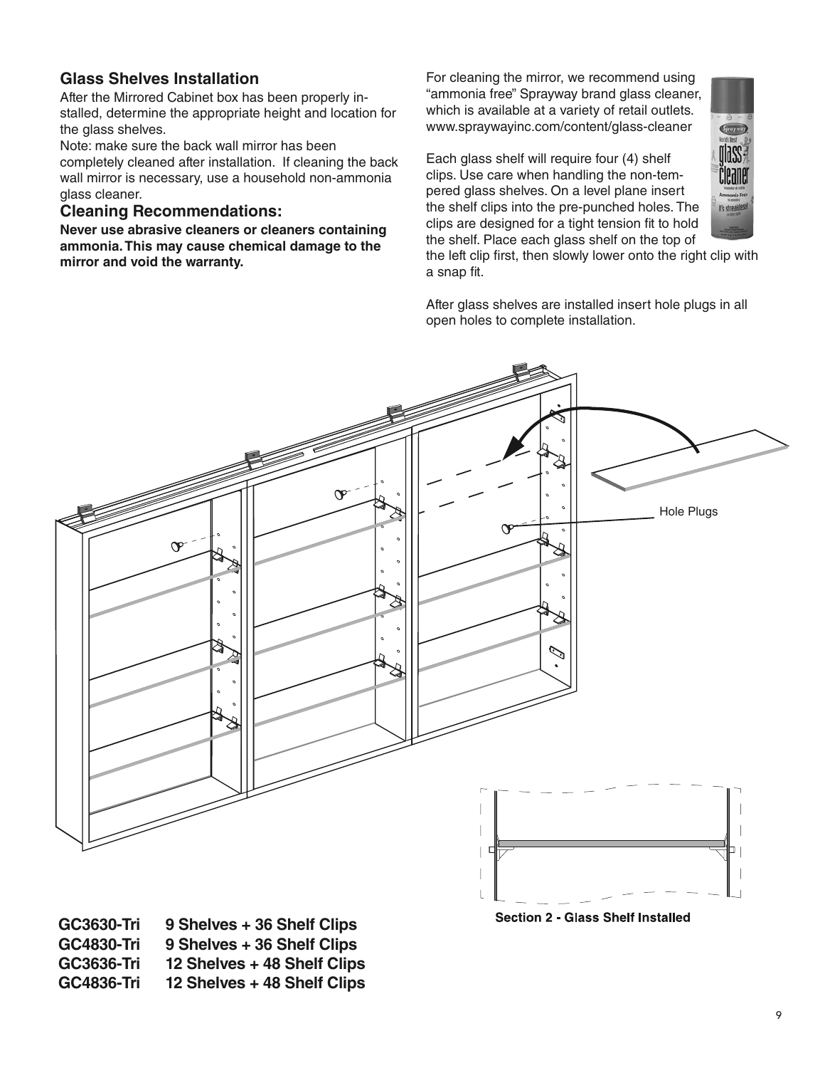## Glass Shelves Installation

After the Mirrored Cabinet box has been properly installed, determine the appropriate height and location for the glass shelves.

Note: make sure the back wall mirror has been completely cleaned after installation. If cleaning the back wall mirror is necessary, use a household non-ammonia glass cleaner.

## Cleaning Recommendations:

**Never use abrasive cleaners or cleaners containing ammonia. This may cause chemical damage to the mirror and void the warranty.**

For cleaning the mirror, we recommend using "ammonia free" Sprayway brand glass cleaner, which is available at a variety of retail outlets. www.spraywayinc.com/content/glass-cleaner

Each glass shelf will require four (4) shelf clips. Use care when handling the non-tempered glass shelves. On a level plane insert the shelf clips into the pre-punched holes. The clips are designed for a tight tension fit to hold the shelf. Place each glass shelf on the top of the left clip first, then slowly lower onto the right clip with a snap fit.

After glass shelves are installed insert hole plugs in all open holes to complete installation.

Hole Plugs

Section 2 - Glass Shelf Installed

**GC3630-Tri 9 Shelves + 36 Shelf Clips**
**GC4830-Tri 9 Shelves + 36 Shelf Clips**
**GC3636-Tri 12 Shelves + 48 Shelf Clips**
**GC4836-Tri 12 Shelves + 48 Shelf Clips**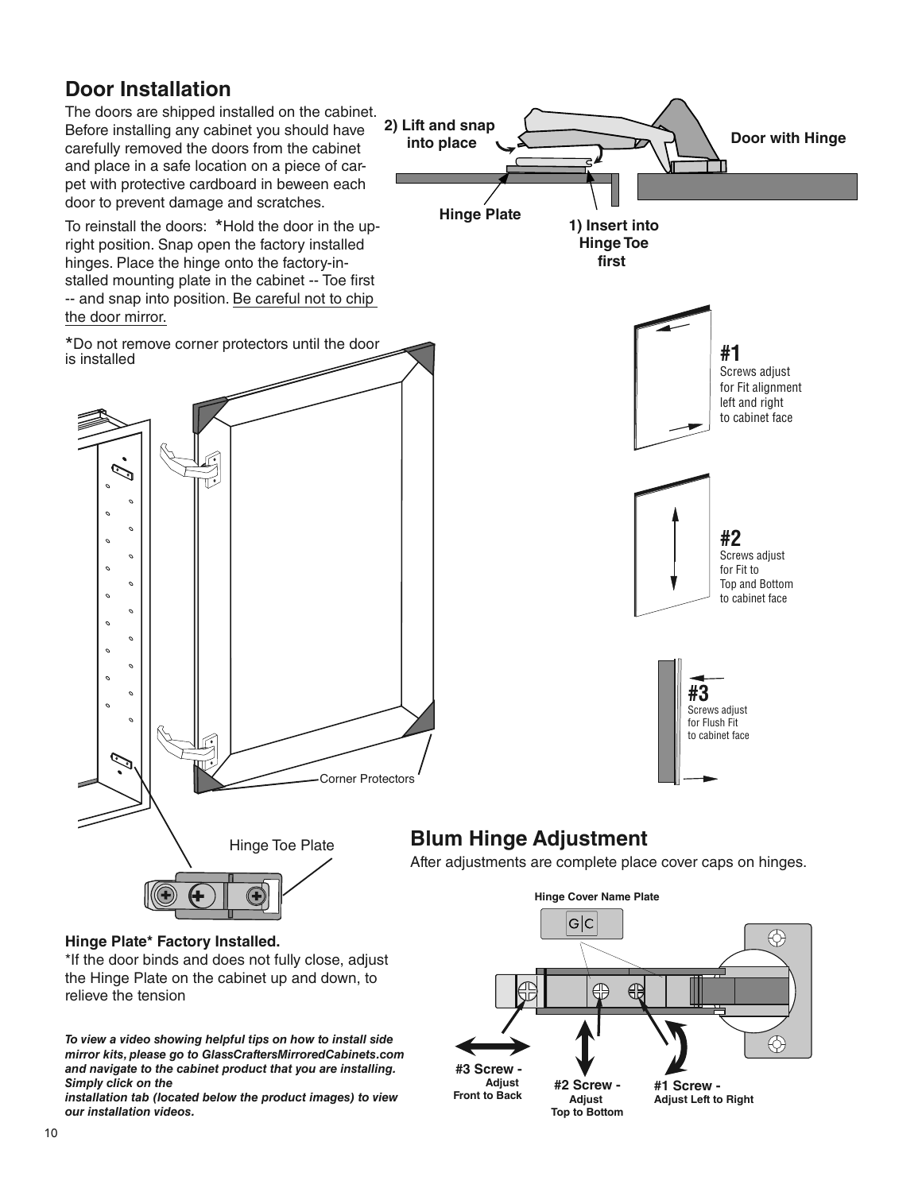## Door Installation

The doors are shipped installed on the cabinet. Before installing any cabinet you should have carefully removed the doors from the cabinet and place in a safe location on a piece of carpet with protective cardboard in beween each door to prevent damage and scratches.

To reinstall the doors: *Hold the door in the upright position. Snap open the factory installed hinges. Place the hinge onto the factory-installed mounting plate in the cabinet -- Toe first -- and snap into position. Be careful not to chip the door mirror.

*Do not remove corner protectors until the door is installed

2) Lift and snap into place

Door with Hinge

Hinge Plate

1) Insert into Hinge Toe first

**#1**
Screws adjust for Fit alignment left and right to cabinet face

**#2**
Screws adjust for Fit to Top and Bottom to cabinet face

**#3**
Screws adjust for Flush Fit to cabinet face

Corner Protectors

Hinge Toe Plate

**Hinge Plate* Factory Installed.**
*If the door binds and does not fully close, adjust the Hinge Plate on the cabinet up and down, to relieve the tension

## Blum Hinge Adjustment

After adjustments are complete place cover caps on hinges.

Hinge Cover Name Plate

**#3 Screw -** Adjust Front to Back

**#2 Screw -** Adjust Top to Bottom

**#1 Screw -** Adjust Left to Right

***To view a video showing helpful tips on how to install side mirror kits, please go to GlassCraftersMirroredCabinets.com and navigate to the cabinet product that you are installing. Simply click on the installation tab (located below the product images) to view our installation videos.***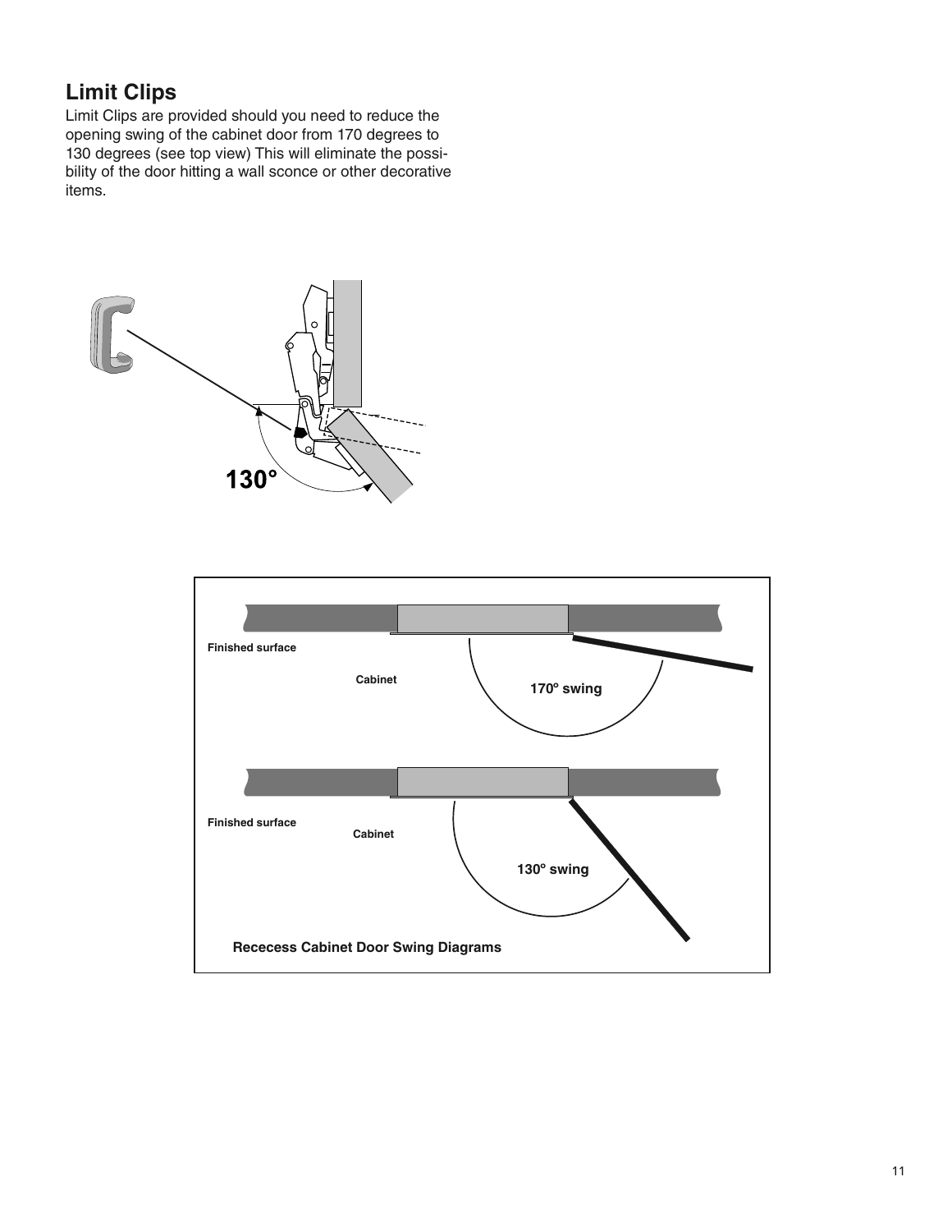## Limit Clips

Limit Clips are provided should you need to reduce the opening swing of the cabinet door from 170 degrees to 130 degrees (see top view) This will eliminate the possibility of the door hitting a wall sconce or other decorative items.

130°

Finished surface

Cabinet

170º swing

Finished surface

Cabinet

130º swing

Rececess Cabinet Door Swing Diagrams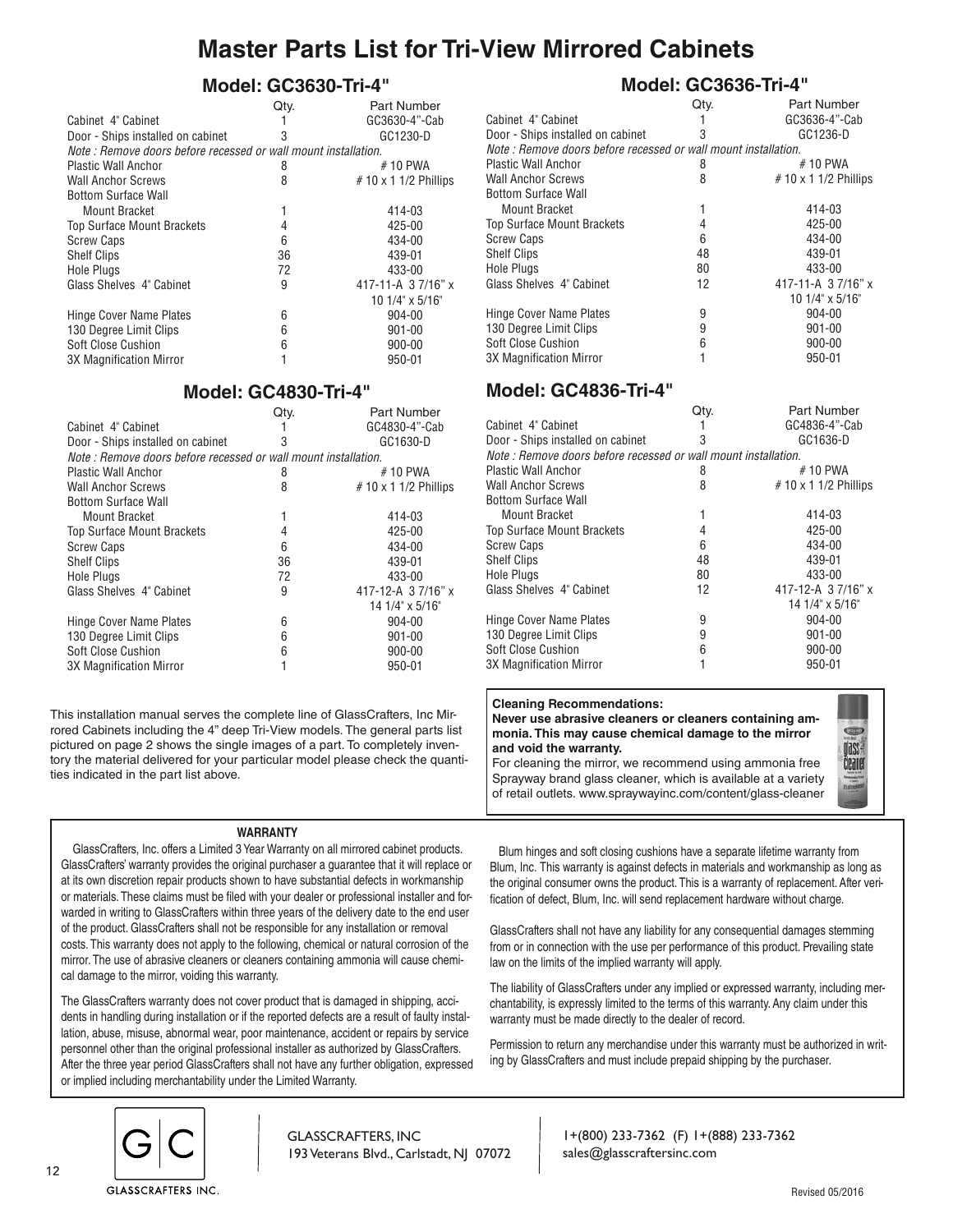# Master Parts List for Tri-View Mirrored Cabinets

## Model: GC3630-Tri-4"

| | Qty. | Part Number |
|---|---|---|
| Cabinet 4" Cabinet | 1 | GC3630-4"-Cab |
| Door - Ships installed on cabinet | 3 | GC1230-D |
| *Note : Remove doors before recessed or wall mount installation.* | | |
| Plastic Wall Anchor | 8 | # 10 PWA |
| Wall Anchor Screws | 8 | # 10 x 1 1/2 Phillips |
| Bottom Surface Wall Mount Bracket | 1 | 414-03 |
| Top Surface Mount Brackets | 4 | 425-00 |
| Screw Caps | 6 | 434-00 |
| Shelf Clips | 36 | 439-01 |
| Hole Plugs | 72 | 433-00 |
| Glass Shelves 4" Cabinet | 9 | 417-11-A 3 7/16" x 10 1/4" x 5/16" |
| Hinge Cover Name Plates | 6 | 904-00 |
| 130 Degree Limit Clips | 6 | 901-00 |
| Soft Close Cushion | 6 | 900-00 |
| 3X Magnification Mirror | 1 | 950-01 |

## Model: GC3636-Tri-4"

| | Qty. | Part Number |
|---|---|---|
| Cabinet 4" Cabinet | 1 | GC3636-4"-Cab |
| Door - Ships installed on cabinet | 3 | GC1236-D |
| *Note : Remove doors before recessed or wall mount installation.* | | |
| Plastic Wall Anchor | 8 | # 10 PWA |
| Wall Anchor Screws | 8 | # 10 x 1 1/2 Phillips |
| Bottom Surface Wall Mount Bracket | 1 | 414-03 |
| Top Surface Mount Brackets | 4 | 425-00 |
| Screw Caps | 6 | 434-00 |
| Shelf Clips | 48 | 439-01 |
| Hole Plugs | 80 | 433-00 |
| Glass Shelves 4" Cabinet | 12 | 417-11-A 3 7/16" x 10 1/4" x 5/16" |
| Hinge Cover Name Plates | 9 | 904-00 |
| 130 Degree Limit Clips | 9 | 901-00 |
| Soft Close Cushion | 6 | 900-00 |
| 3X Magnification Mirror | 1 | 950-01 |

## Model: GC4830-Tri-4"

| | Qty. | Part Number |
|---|---|---|
| Cabinet 4" Cabinet | 1 | GC4830-4"-Cab |
| Door - Ships installed on cabinet | 3 | GC1630-D |
| *Note : Remove doors before recessed or wall mount installation.* | | |
| Plastic Wall Anchor | 8 | # 10 PWA |
| Wall Anchor Screws | 8 | # 10 x 1 1/2 Phillips |
| Bottom Surface Wall Mount Bracket | 1 | 414-03 |
| Top Surface Mount Brackets | 4 | 425-00 |
| Screw Caps | 6 | 434-00 |
| Shelf Clips | 36 | 439-01 |
| Hole Plugs | 72 | 433-00 |
| Glass Shelves 4" Cabinet | 9 | 417-12-A 3 7/16" x 14 1/4" x 5/16" |
| Hinge Cover Name Plates | 6 | 904-00 |
| 130 Degree Limit Clips | 6 | 901-00 |
| Soft Close Cushion | 6 | 900-00 |
| 3X Magnification Mirror | 1 | 950-01 |

## Model: GC4836-Tri-4"

| | Qty. | Part Number |
|---|---|---|
| Cabinet 4" Cabinet | 1 | GC4836-4"-Cab |
| Door - Ships installed on cabinet | 3 | GC1636-D |
| *Note : Remove doors before recessed or wall mount installation.* | | |
| Plastic Wall Anchor | 8 | # 10 PWA |
| Wall Anchor Screws | 8 | # 10 x 1 1/2 Phillips |
| Bottom Surface Wall Mount Bracket | 1 | 414-03 |
| Top Surface Mount Brackets | 4 | 425-00 |
| Screw Caps | 6 | 434-00 |
| Shelf Clips | 48 | 439-01 |
| Hole Plugs | 80 | 433-00 |
| Glass Shelves 4" Cabinet | 12 | 417-12-A 3 7/16" x 14 1/4" x 5/16" |
| Hinge Cover Name Plates | 9 | 904-00 |
| 130 Degree Limit Clips | 9 | 901-00 |
| Soft Close Cushion | 6 | 900-00 |
| 3X Magnification Mirror | 1 | 950-01 |

This installation manual serves the complete line of GlassCrafters, Inc Mirrored Cabinets including the 4" deep Tri-View models. The general parts list pictured on page 2 shows the single images of a part. To completely inventory the material delivered for your particular model please check the quantities indicated in the part list above.

**Cleaning Recommendations:**
**Never use abrasive cleaners or cleaners containing ammonia. This may cause chemical damage to the mirror and void the warranty.**
For cleaning the mirror, we recommend using ammonia free Sprayway brand glass cleaner, which is available at a variety of retail outlets. www.spraywayinc.com/content/glass-cleaner

### WARRANTY

GlassCrafters, Inc. offers a Limited 3 Year Warranty on all mirrored cabinet products. GlassCrafters' warranty provides the original purchaser a guarantee that it will replace or at its own discretion repair products shown to have substantial defects in workmanship or materials. These claims must be filed with your dealer or professional installer and forwarded in writing to GlassCrafters within three years of the delivery date to the end user of the product. GlassCrafters shall not be responsible for any installation or removal costs. This warranty does not apply to the following, chemical or natural corrosion of the mirror. The use of abrasive cleaners or cleaners containing ammonia will cause chemical damage to the mirror, voiding this warranty.

The GlassCrafters warranty does not cover product that is damaged in shipping, accidents in handling during installation or if the reported defects are a result of faulty installation, abuse, misuse, abnormal wear, poor maintenance, accident or repairs by service personnel other than the original professional installer as authorized by GlassCrafters. After the three year period GlassCrafters shall not have any further obligation, expressed or implied including merchantability under the Limited Warranty.

Blum hinges and soft closing cushions have a separate lifetime warranty from Blum, Inc. This warranty is against defects in materials and workmanship as long as the original consumer owns the product. This is a warranty of replacement. After verification of defect, Blum, Inc. will send replacement hardware without charge.

GlassCrafters shall not have any liability for any consequential damages stemming from or in connection with the use per performance of this product. Prevailing state law on the limits of the implied warranty will apply.

The liability of GlassCrafters under any implied or expressed warranty, including merchantability, is expressly limited to the terms of this warranty. Any claim under this warranty must be made directly to the dealer of record.

Permission to return any merchandise under this warranty must be authorized in writing by GlassCrafters and must include prepaid shipping by the purchaser.

GLASSCRAFTERS INC.

GLASSCRAFTERS, INC
193 Veterans Blvd., Carlstadt, NJ 07072

1+(800) 233-7362 (F) 1+(888) 233-7362
sales@glasscraftersinc.com

Revised 05/2016